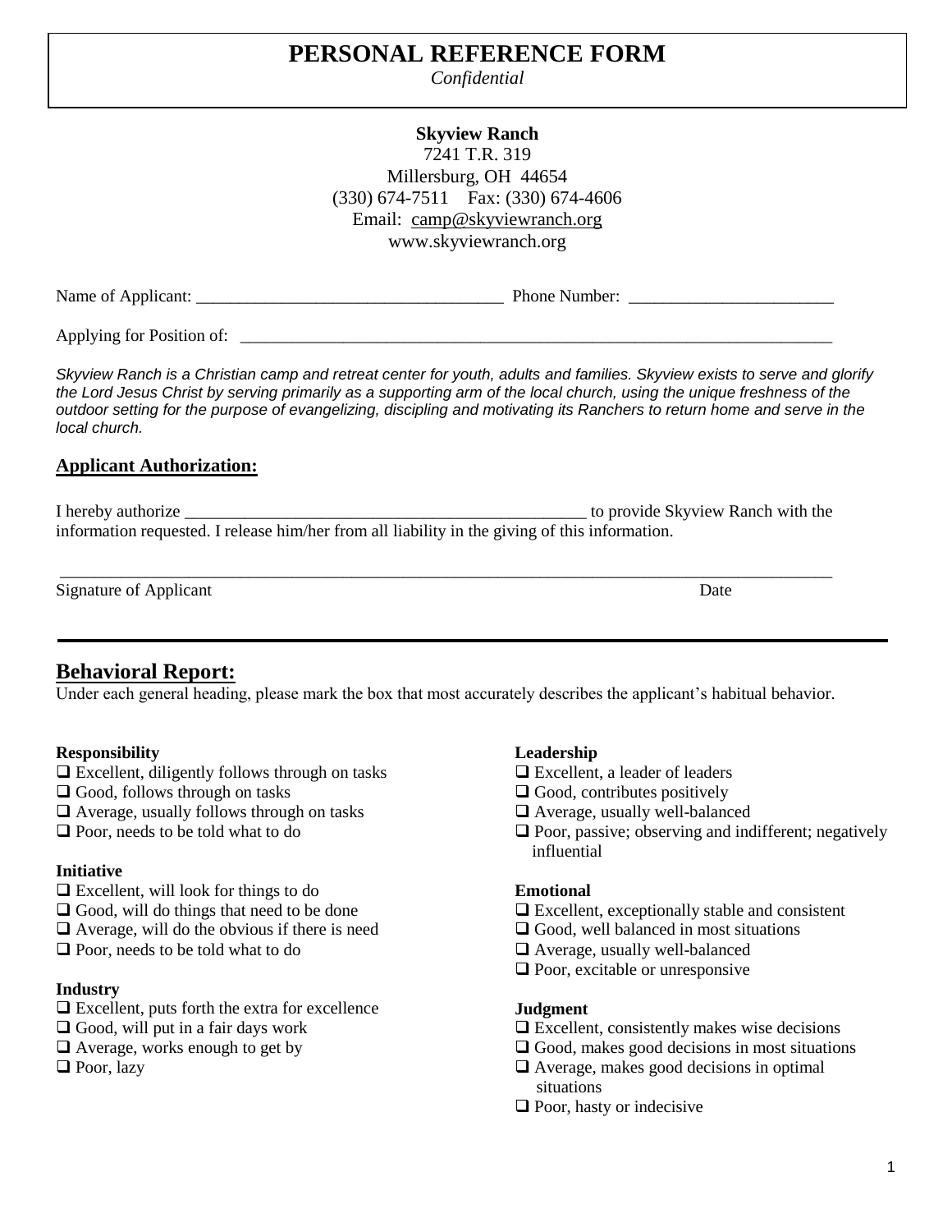# PERSONAL REFERENCE FORM

*Confidential*

**Skyview Ranch**
7241 T.R. 319
Millersburg, OH 44654
(330) 674-7511 Fax: (330) 674-4606
Email: camp@skyviewranch.org
www.skyviewranch.org

Name of Applicant: ____________________________________ Phone Number: ________________________

Applying for Position of: ______________________________________________________________________

*Skyview Ranch is a Christian camp and retreat center for youth, adults and families. Skyview exists to serve and glorify the Lord Jesus Christ by serving primarily as a supporting arm of the local church, using the unique freshness of the outdoor setting for the purpose of evangelizing, discipling and motivating its Ranchers to return home and serve in the local church.*

## Applicant Authorization:

I hereby authorize _________________________________________________ to provide Skyview Ranch with the information requested. I release him/her from all liability in the giving of this information.

_____________________________________________________________________________________________

Signature of Applicant Date

---

## Behavioral Report:

Under each general heading, please mark the box that most accurately describes the applicant's habitual behavior.

**Responsibility**

- ❑ Excellent, diligently follows through on tasks
- ❑ Good, follows through on tasks
- ❑ Average, usually follows through on tasks
- ❑ Poor, needs to be told what to do

**Initiative**

- ❑ Excellent, will look for things to do
- ❑ Good, will do things that need to be done
- ❑ Average, will do the obvious if there is need
- ❑ Poor, needs to be told what to do

**Industry**

- ❑ Excellent, puts forth the extra for excellence
- ❑ Good, will put in a fair days work
- ❑ Average, works enough to get by
- ❑ Poor, lazy

**Leadership**

- ❑ Excellent, a leader of leaders
- ❑ Good, contributes positively
- ❑ Average, usually well-balanced
- ❑ Poor, passive; observing and indifferent; negatively influential

**Emotional**

- ❑ Excellent, exceptionally stable and consistent
- ❑ Good, well balanced in most situations
- ❑ Average, usually well-balanced
- ❑ Poor, excitable or unresponsive

**Judgment**

- ❑ Excellent, consistently makes wise decisions
- ❑ Good, makes good decisions in most situations
- ❑ Average, makes good decisions in optimal situations
- ❑ Poor, hasty or indecisive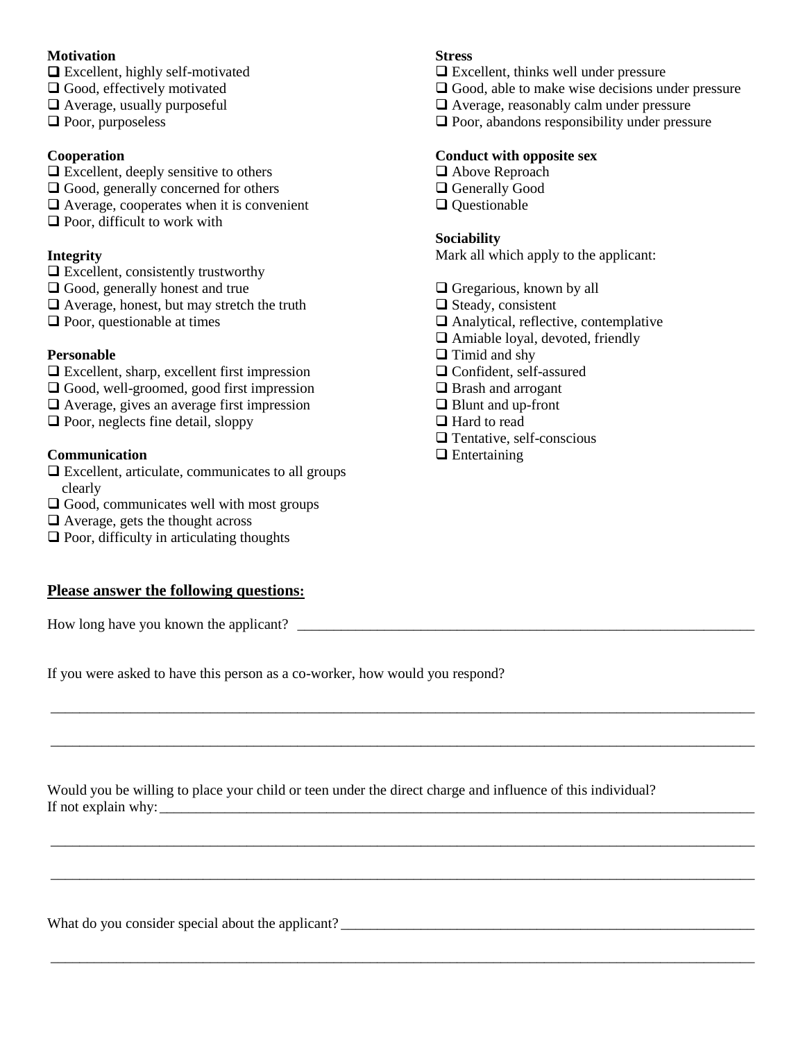**Motivation**

- ❑ Excellent, highly self-motivated
- ❑ Good, effectively motivated
- ❑ Average, usually purposeful
- ❑ Poor, purposeless

**Cooperation**

- ❑ Excellent, deeply sensitive to others
- ❑ Good, generally concerned for others
- ❑ Average, cooperates when it is convenient
- ❑ Poor, difficult to work with

**Integrity**

- ❑ Excellent, consistently trustworthy
- ❑ Good, generally honest and true
- ❑ Average, honest, but may stretch the truth
- ❑ Poor, questionable at times

**Personable**

- ❑ Excellent, sharp, excellent first impression
- ❑ Good, well-groomed, good first impression
- ❑ Average, gives an average first impression
- ❑ Poor, neglects fine detail, sloppy

**Communication**

- ❑ Excellent, articulate, communicates to all groups clearly
- ❑ Good, communicates well with most groups
- ❑ Average, gets the thought across
- ❑ Poor, difficulty in articulating thoughts

**Stress**

- ❑ Excellent, thinks well under pressure
- ❑ Good, able to make wise decisions under pressure
- ❑ Average, reasonably calm under pressure
- ❑ Poor, abandons responsibility under pressure

**Conduct with opposite sex**

- ❑ Above Reproach
- ❑ Generally Good
- ❑ Questionable

**Sociability**

Mark all which apply to the applicant:

- ❑ Gregarious, known by all
- ❑ Steady, consistent
- ❑ Analytical, reflective, contemplative
- ❑ Amiable loyal, devoted, friendly
- ❑ Timid and shy
- ❑ Confident, self-assured
- ❑ Brash and arrogant
- ❑ Blunt and up-front
- ❑ Hard to read
- ❑ Tentative, self-conscious
- ❑ Entertaining

## Please answer the following questions:

How long have you known the applicant? ________________________________________________

If you were asked to have this person as a co-worker, how would you respond?

________________________________________________________________________________

________________________________________________________________________________

Would you be willing to place your child or teen under the direct charge and influence of this individual?
If not explain why: ______________________________________________________________________

________________________________________________________________________________

________________________________________________________________________________

What do you consider special about the applicant? ______________________________________________

________________________________________________________________________________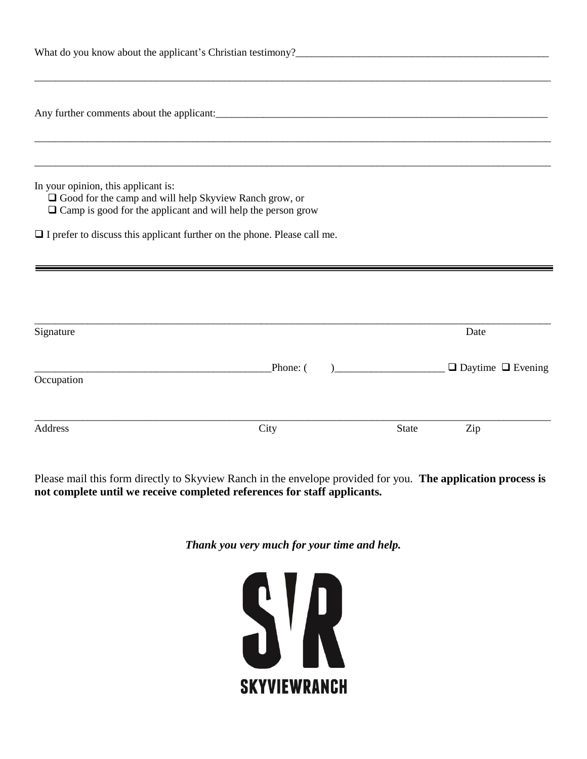What do you know about the applicant's Christian testimony?___________________________________________________

_____________________________________________________________________________________________

Any further comments about the applicant:_____________________________________________________________

_____________________________________________________________________________________________

_____________________________________________________________________________________________

In your opinion, this applicant is:

- ❑ Good for the camp and will help Skyview Ranch grow, or
- ❑ Camp is good for the applicant and will help the person grow

❑ I prefer to discuss this applicant further on the phone. Please call me.

---

_____________________________________________________________________________________________

Signature                                                                                                                    Date

_____________________________________________Phone: (       )_____________________ ❑ Daytime ❑ Evening

Occupation

_____________________________________________________________________________________________

Address                                                    City                                          State                Zip

Please mail this form directly to Skyview Ranch in the envelope provided for you. **The application process is not complete until we receive completed references for staff applicants.**

***Thank you very much for your time and help.***

SVR

SKYVIEWRANCH